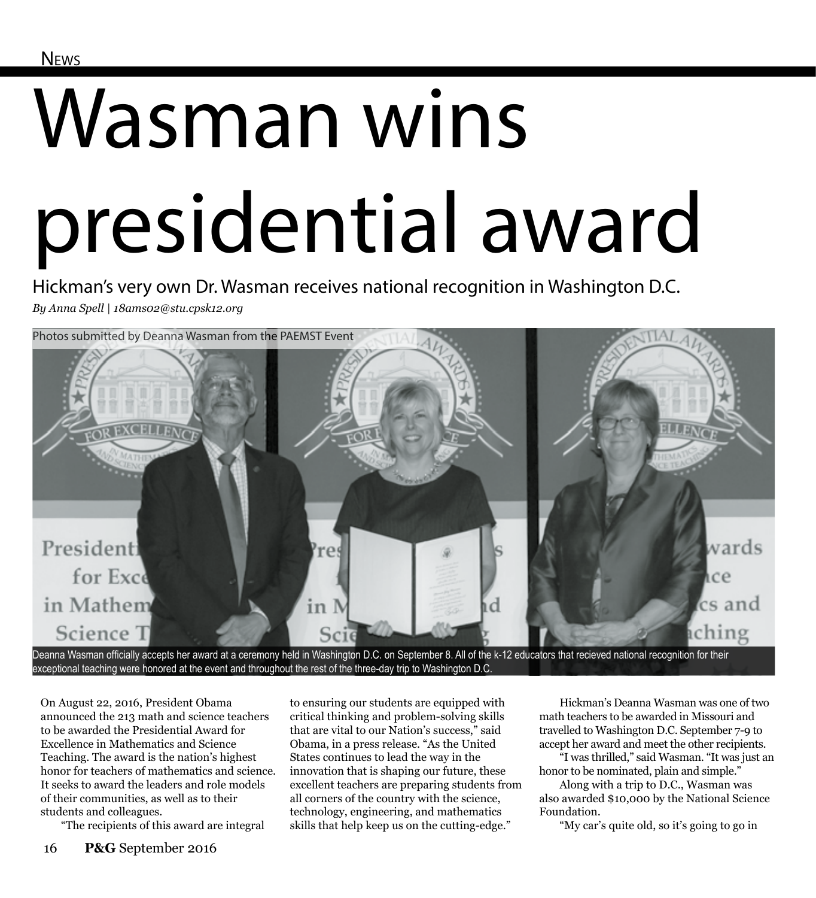NEWS

# Wasman wins presidential award

## Hickman's very own Dr. Wasman receives national recognition in Washington D.C.

*By Anna Spell | 18ams02@stu.cpsk12.org*

Photos submitted by Deanna Wasman from the PAEMST Event

Deanna Wasman officially accepts her award at a ceremony held in Washington D.C. on September 8. All of the k-12 educators that recieved national recognition for their exceptional teaching were honored at the event and throughout the rest of the three-day trip to Washington D.C.

On August 22, 2016, President Obama announced the 213 math and science teachers to be awarded the Presidential Award for Excellence in Mathematics and Science Teaching. The award is the nation's highest honor for teachers of mathematics and science. It seeks to award the leaders and role models of their communities, as well as to their students and colleagues.

"The recipients of this award are integral to ensuring our students are equipped with critical thinking and problem-solving skills that are vital to our Nation's success," said Obama, in a press release. "As the United States continues to lead the way in the innovation that is shaping our future, these excellent teachers are preparing students from all corners of the country with the science, technology, engineering, and mathematics skills that help keep us on the cutting-edge."

Hickman's Deanna Wasman was one of two math teachers to be awarded in Missouri and travelled to Washington D.C. September 7-9 to accept her award and meet the other recipients.

"I was thrilled," said Wasman. "It was just an honor to be nominated, plain and simple."

Along with a trip to D.C., Wasman was also awarded $10,000 by the National Science Foundation.

"My car's quite old, so it's going to go in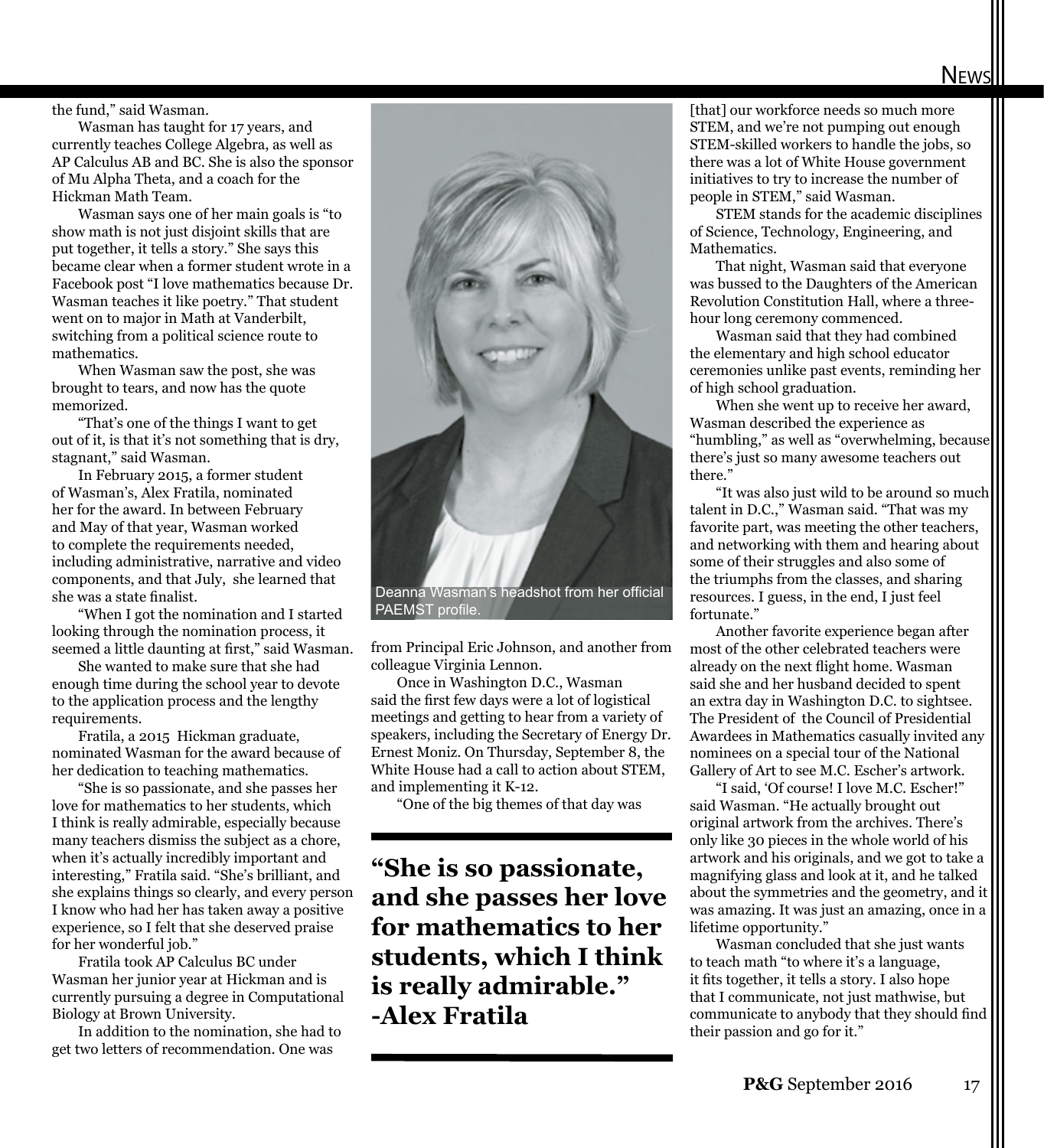the fund," said Wasman.

Wasman has taught for 17 years, and currently teaches College Algebra, as well as AP Calculus AB and BC. She is also the sponsor of Mu Alpha Theta, and a coach for the Hickman Math Team.

Wasman says one of her main goals is "to show math is not just disjoint skills that are put together, it tells a story." She says this became clear when a former student wrote in a Facebook post "I love mathematics because Dr. Wasman teaches it like poetry." That student went on to major in Math at Vanderbilt, switching from a political science route to mathematics.

When Wasman saw the post, she was brought to tears, and now has the quote memorized.

"That's one of the things I want to get out of it, is that it's not something that is dry, stagnant," said Wasman.

In February 2015, a former student of Wasman's, Alex Fratila, nominated her for the award. In between February and May of that year, Wasman worked to complete the requirements needed, including administrative, narrative and video components, and that July, she learned that she was a state finalist.

"When I got the nomination and I started looking through the nomination process, it seemed a little daunting at first," said Wasman.

She wanted to make sure that she had enough time during the school year to devote to the application process and the lengthy requirements.

Fratila, a 2015 Hickman graduate, nominated Wasman for the award because of her dedication to teaching mathematics.

"She is so passionate, and she passes her love for mathematics to her students, which I think is really admirable, especially because many teachers dismiss the subject as a chore, when it's actually incredibly important and interesting," Fratila said. "She's brilliant, and she explains things so clearly, and every person I know who had her has taken away a positive experience, so I felt that she deserved praise for her wonderful job."

Fratila took AP Calculus BC under Wasman her junior year at Hickman and is currently pursuing a degree in Computational Biology at Brown University.

In addition to the nomination, she had to get two letters of recommendation. One was from Principal Eric Johnson, and another from colleague Virginia Lennon.

Deanna Wasman's headshot from her official PAEMST profile.

Once in Washington D.C., Wasman said the first few days were a lot of logistical meetings and getting to hear from a variety of speakers, including the Secretary of Energy Dr. Ernest Moniz. On Thursday, September 8, the White House had a call to action about STEM, and implementing it K-12.

"One of the big themes of that day was [that] our workforce needs so much more STEM, and we're not pumping out enough STEM-skilled workers to handle the jobs, so there was a lot of White House government initiatives to try to increase the number of people in STEM," said Wasman.

**"She is so passionate, and she passes her love for mathematics to her students, which I think is really admirable." -Alex Fratila**

STEM stands for the academic disciplines of Science, Technology, Engineering, and Mathematics.

That night, Wasman said that everyone was bussed to the Daughters of the American Revolution Constitution Hall, where a three-hour long ceremony commenced.

Wasman said that they had combined the elementary and high school educator ceremonies unlike past events, reminding her of high school graduation.

When she went up to receive her award, Wasman described the experience as "humbling," as well as "overwhelming, because there's just so many awesome teachers out there."

"It was also just wild to be around so much talent in D.C.," Wasman said. "That was my favorite part, was meeting the other teachers, and networking with them and hearing about some of their struggles and also some of the triumphs from the classes, and sharing resources. I guess, in the end, I just feel fortunate."

Another favorite experience began after most of the other celebrated teachers were already on the next flight home. Wasman said she and her husband decided to spent an extra day in Washington D.C. to sightsee. The President of the Council of Presidential Awardees in Mathematics casually invited any nominees on a special tour of the National Gallery of Art to see M.C. Escher's artwork.

"I said, 'Of course! I love M.C. Escher!" said Wasman. "He actually brought out original artwork from the archives. There's only like 30 pieces in the whole world of his artwork and his originals, and we got to take a magnifying glass and look at it, and he talked about the symmetries and the geometry, and it was amazing. It was just an amazing, once in a lifetime opportunity."

Wasman concluded that she just wants to teach math "to where it's a language, it fits together, it tells a story. I also hope that I communicate, not just mathwise, but communicate to anybody that they should find their passion and go for it."